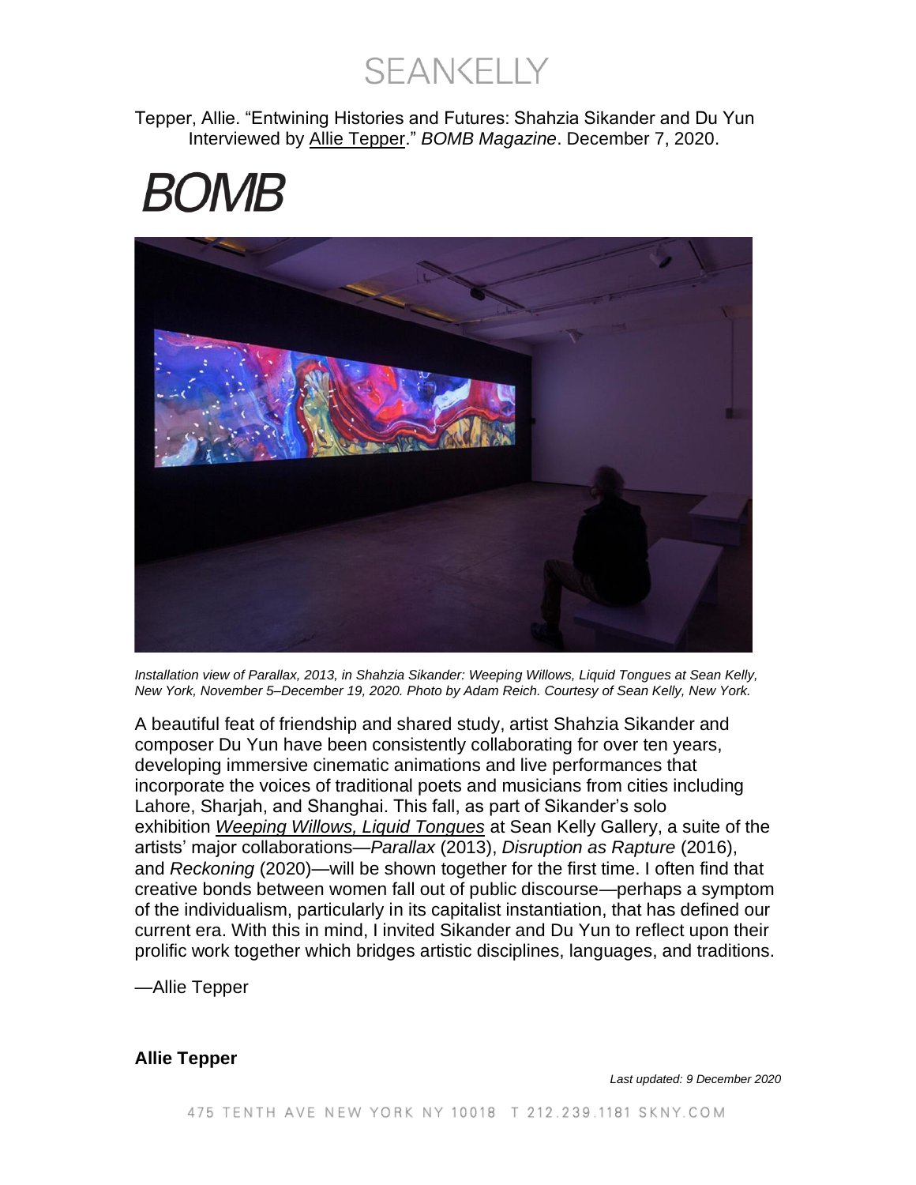Tepper, Allie. "Entwining Histories and Futures: Shahzia Sikander and Du Yun Interviewed by Allie Tepper." *BOMB Magazine*. December 7, 2020.

# BOMB

*Installation view of Parallax, 2013, in Shahzia Sikander: Weeping Willows, Liquid Tongues at Sean Kelly, New York, November 5–December 19, 2020. Photo by Adam Reich. Courtesy of Sean Kelly, New York.*

A beautiful feat of friendship and shared study, artist Shahzia Sikander and composer Du Yun have been consistently collaborating for over ten years, developing immersive cinematic animations and live performances that incorporate the voices of traditional poets and musicians from cities including Lahore, Sharjah, and Shanghai. This fall, as part of Sikander's solo exhibition *Weeping Willows, Liquid Tongues* at Sean Kelly Gallery, a suite of the artists' major collaborations—*Parallax* (2013), *Disruption as Rapture* (2016), and *Reckoning* (2020)—will be shown together for the first time. I often find that creative bonds between women fall out of public discourse—perhaps a symptom of the individualism, particularly in its capitalist instantiation, that has defined our current era. With this in mind, I invited Sikander and Du Yun to reflect upon their prolific work together which bridges artistic disciplines, languages, and traditions.

—Allie Tepper

**Allie Tepper**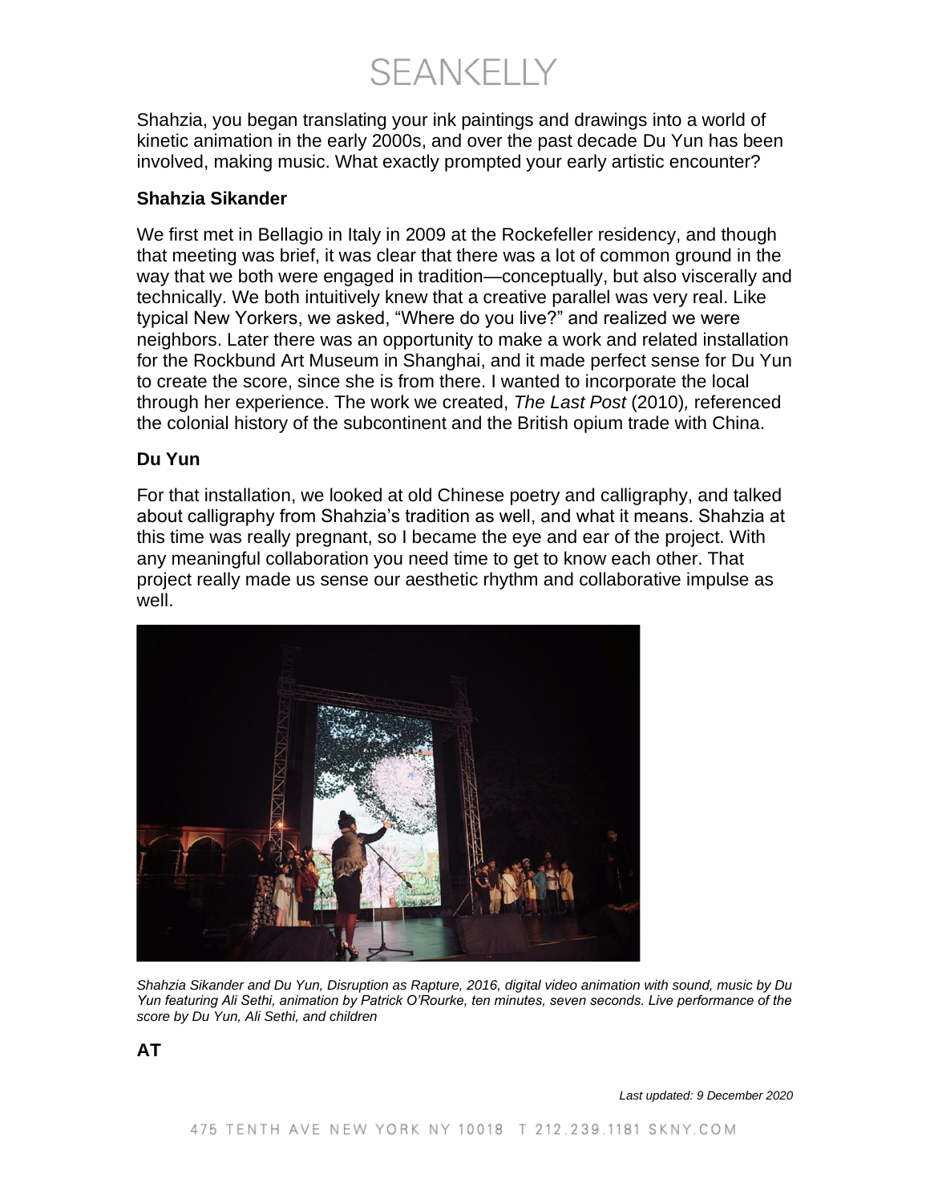Shahzia, you began translating your ink paintings and drawings into a world of kinetic animation in the early 2000s, and over the past decade Du Yun has been involved, making music. What exactly prompted your early artistic encounter?

**Shahzia Sikander**

We first met in Bellagio in Italy in 2009 at the Rockefeller residency, and though that meeting was brief, it was clear that there was a lot of common ground in the way that we both were engaged in tradition—conceptually, but also viscerally and technically. We both intuitively knew that a creative parallel was very real. Like typical New Yorkers, we asked, "Where do you live?" and realized we were neighbors. Later there was an opportunity to make a work and related installation for the Rockbund Art Museum in Shanghai, and it made perfect sense for Du Yun to create the score, since she is from there. I wanted to incorporate the local through her experience. The work we created, *The Last Post* (2010)*,* referenced the colonial history of the subcontinent and the British opium trade with China.

**Du Yun**

For that installation, we looked at old Chinese poetry and calligraphy, and talked about calligraphy from Shahzia's tradition as well, and what it means. Shahzia at this time was really pregnant, so I became the eye and ear of the project. With any meaningful collaboration you need time to get to know each other. That project really made us sense our aesthetic rhythm and collaborative impulse as well.

*Shahzia Sikander and Du Yun, Disruption as Rapture, 2016, digital video animation with sound, music by Du Yun featuring Ali Sethi, animation by Patrick O'Rourke, ten minutes, seven seconds. Live performance of the score by Du Yun, Ali Sethi, and children*

**AT**

*Last updated: 9 December 2020*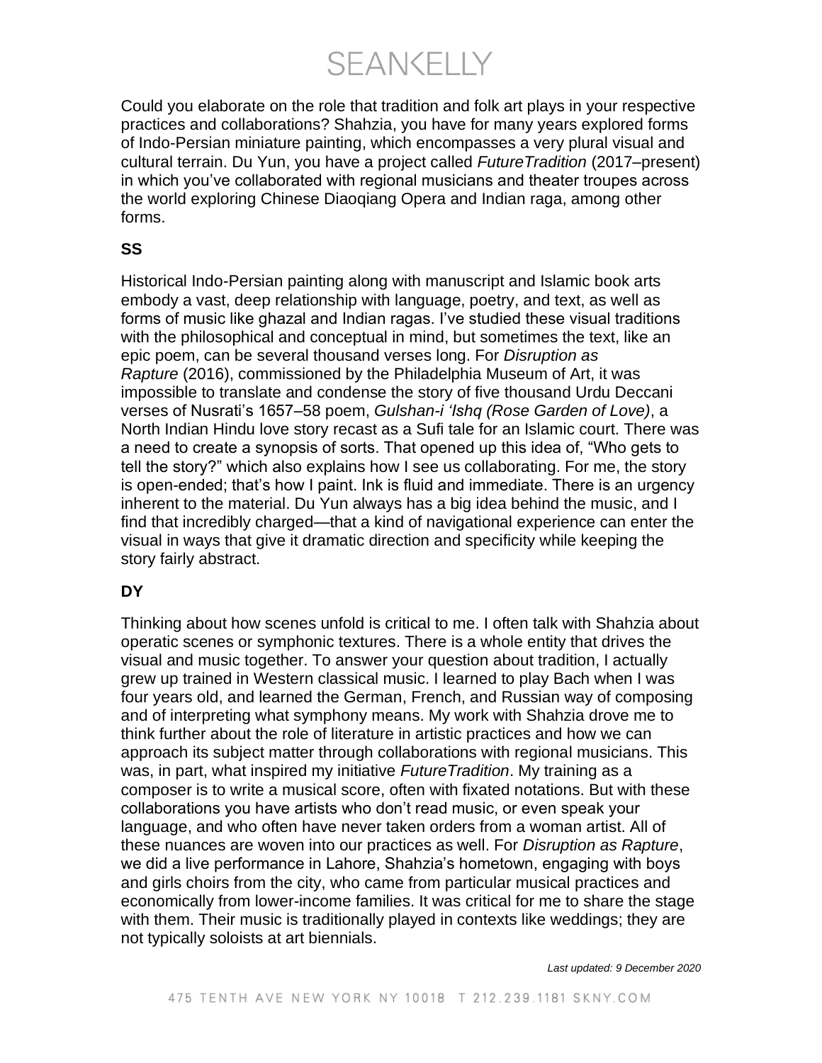Could you elaborate on the role that tradition and folk art plays in your respective practices and collaborations? Shahzia, you have for many years explored forms of Indo-Persian miniature painting, which encompasses a very plural visual and cultural terrain. Du Yun, you have a project called *FutureTradition* (2017–present) in which you've collaborated with regional musicians and theater troupes across the world exploring Chinese Diaoqiang Opera and Indian raga, among other forms.

**SS**

Historical Indo-Persian painting along with manuscript and Islamic book arts embody a vast, deep relationship with language, poetry, and text, as well as forms of music like ghazal and Indian ragas. I've studied these visual traditions with the philosophical and conceptual in mind, but sometimes the text, like an epic poem, can be several thousand verses long. For *Disruption as Rapture* (2016), commissioned by the Philadelphia Museum of Art, it was impossible to translate and condense the story of five thousand Urdu Deccani verses of Nusrati's 1657–58 poem, *Gulshan-i 'Ishq (Rose Garden of Love)*, a North Indian Hindu love story recast as a Sufi tale for an Islamic court. There was a need to create a synopsis of sorts. That opened up this idea of, "Who gets to tell the story?" which also explains how I see us collaborating. For me, the story is open-ended; that's how I paint. Ink is fluid and immediate. There is an urgency inherent to the material. Du Yun always has a big idea behind the music, and I find that incredibly charged—that a kind of navigational experience can enter the visual in ways that give it dramatic direction and specificity while keeping the story fairly abstract.

**DY**

Thinking about how scenes unfold is critical to me. I often talk with Shahzia about operatic scenes or symphonic textures. There is a whole entity that drives the visual and music together. To answer your question about tradition, I actually grew up trained in Western classical music. I learned to play Bach when I was four years old, and learned the German, French, and Russian way of composing and of interpreting what symphony means. My work with Shahzia drove me to think further about the role of literature in artistic practices and how we can approach its subject matter through collaborations with regional musicians. This was, in part, what inspired my initiative *FutureTradition*. My training as a composer is to write a musical score, often with fixated notations. But with these collaborations you have artists who don't read music, or even speak your language, and who often have never taken orders from a woman artist. All of these nuances are woven into our practices as well. For *Disruption as Rapture*, we did a live performance in Lahore, Shahzia's hometown, engaging with boys and girls choirs from the city, who came from particular musical practices and economically from lower-income families. It was critical for me to share the stage with them. Their music is traditionally played in contexts like weddings; they are not typically soloists at art biennials.

*Last updated: 9 December 2020*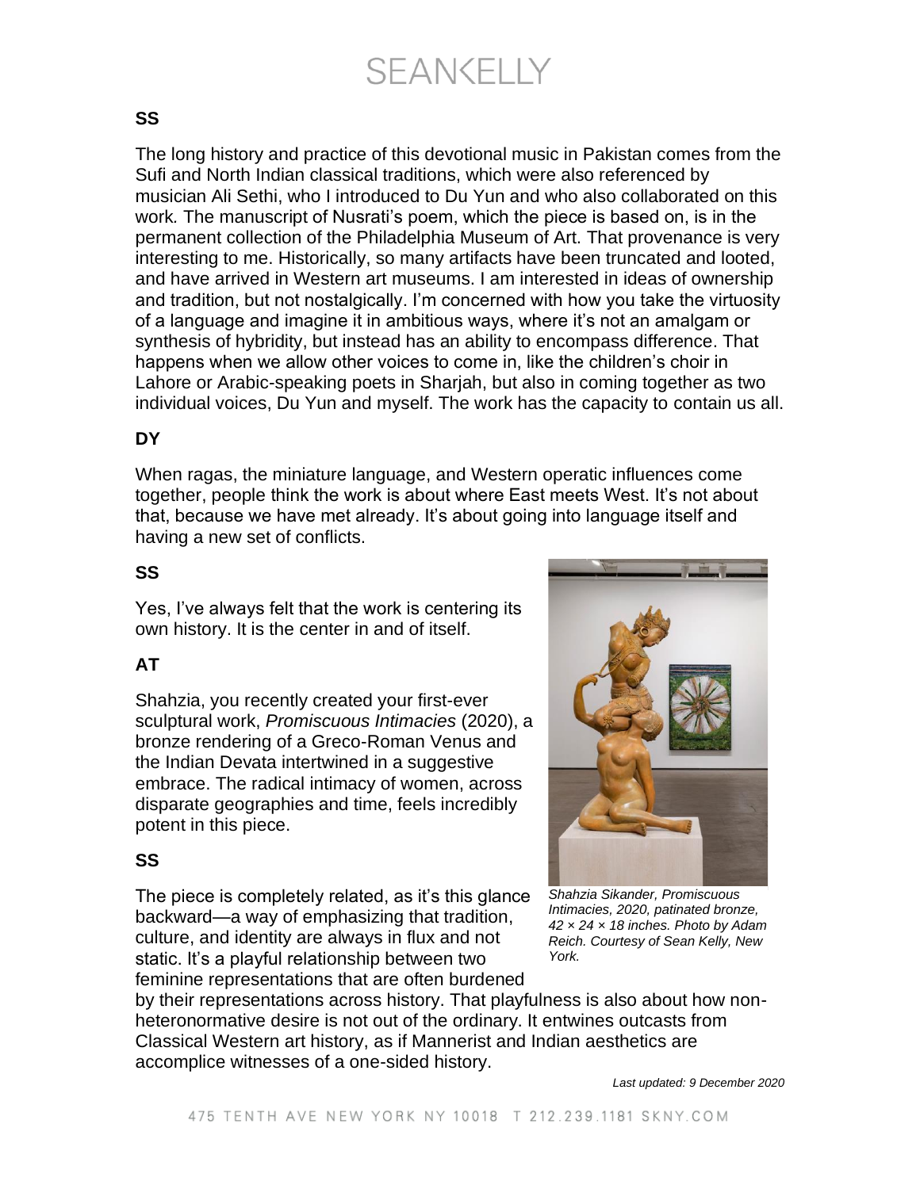**SS**

The long history and practice of this devotional music in Pakistan comes from the Sufi and North Indian classical traditions, which were also referenced by musician Ali Sethi, who I introduced to Du Yun and who also collaborated on this work. The manuscript of Nusrati's poem, which the piece is based on, is in the permanent collection of the Philadelphia Museum of Art. That provenance is very interesting to me. Historically, so many artifacts have been truncated and looted, and have arrived in Western art museums. I am interested in ideas of ownership and tradition, but not nostalgically. I'm concerned with how you take the virtuosity of a language and imagine it in ambitious ways, where it's not an amalgam or synthesis of hybridity, but instead has an ability to encompass difference. That happens when we allow other voices to come in, like the children's choir in Lahore or Arabic-speaking poets in Sharjah, but also in coming together as two individual voices, Du Yun and myself. The work has the capacity to contain us all.

**DY**

When ragas, the miniature language, and Western operatic influences come together, people think the work is about where East meets West. It's not about that, because we have met already. It's about going into language itself and having a new set of conflicts.

**SS**

Yes, I've always felt that the work is centering its own history. It is the center in and of itself.

**AT**

Shahzia, you recently created your first-ever sculptural work, *Promiscuous Intimacies* (2020), a bronze rendering of a Greco-Roman Venus and the Indian Devata intertwined in a suggestive embrace. The radical intimacy of women, across disparate geographies and time, feels incredibly potent in this piece.

**SS**

The piece is completely related, as it's this glance backward—a way of emphasizing that tradition, culture, and identity are always in flux and not static. It's a playful relationship between two feminine representations that are often burdened by their representations across history. That playfulness is also about how non-heteronormative desire is not out of the ordinary. It entwines outcasts from Classical Western art history, as if Mannerist and Indian aesthetics are accomplice witnesses of a one-sided history.

*Shahzia Sikander, Promiscuous Intimacies, 2020, patinated bronze, 42 × 24 × 18 inches. Photo by Adam Reich. Courtesy of Sean Kelly, New York.*

*Last updated: 9 December 2020*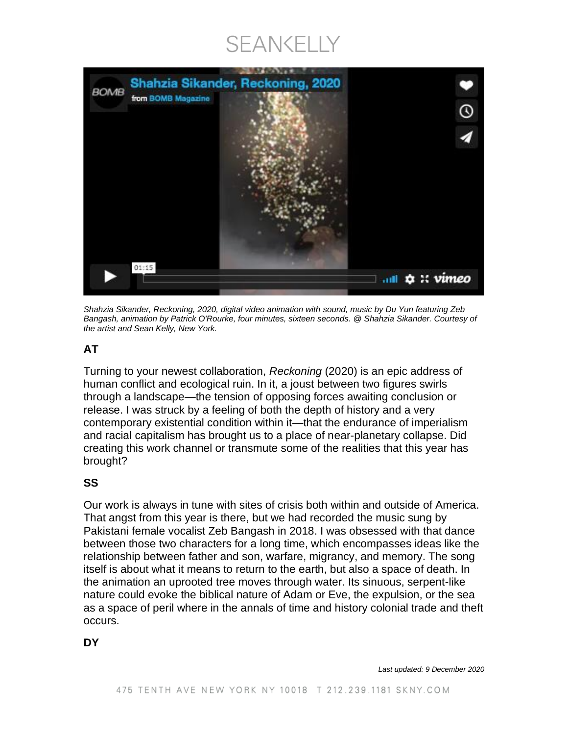*Shahzia Sikander, Reckoning, 2020, digital video animation with sound, music by Du Yun featuring Zeb Bangash, animation by Patrick O'Rourke, four minutes, sixteen seconds. @ Shahzia Sikander. Courtesy of the artist and Sean Kelly, New York.*

**AT**

Turning to your newest collaboration, *Reckoning* (2020) is an epic address of human conflict and ecological ruin. In it, a joust between two figures swirls through a landscape—the tension of opposing forces awaiting conclusion or release. I was struck by a feeling of both the depth of history and a very contemporary existential condition within it—that the endurance of imperialism and racial capitalism has brought us to a place of near-planetary collapse. Did creating this work channel or transmute some of the realities that this year has brought?

**SS**

Our work is always in tune with sites of crisis both within and outside of America. That angst from this year is there, but we had recorded the music sung by Pakistani female vocalist Zeb Bangash in 2018. I was obsessed with that dance between those two characters for a long time, which encompasses ideas like the relationship between father and son, warfare, migrancy, and memory. The song itself is about what it means to return to the earth, but also a space of death. In the animation an uprooted tree moves through water. Its sinuous, serpent-like nature could evoke the biblical nature of Adam or Eve, the expulsion, or the sea as a space of peril where in the annals of time and history colonial trade and theft occurs.

**DY**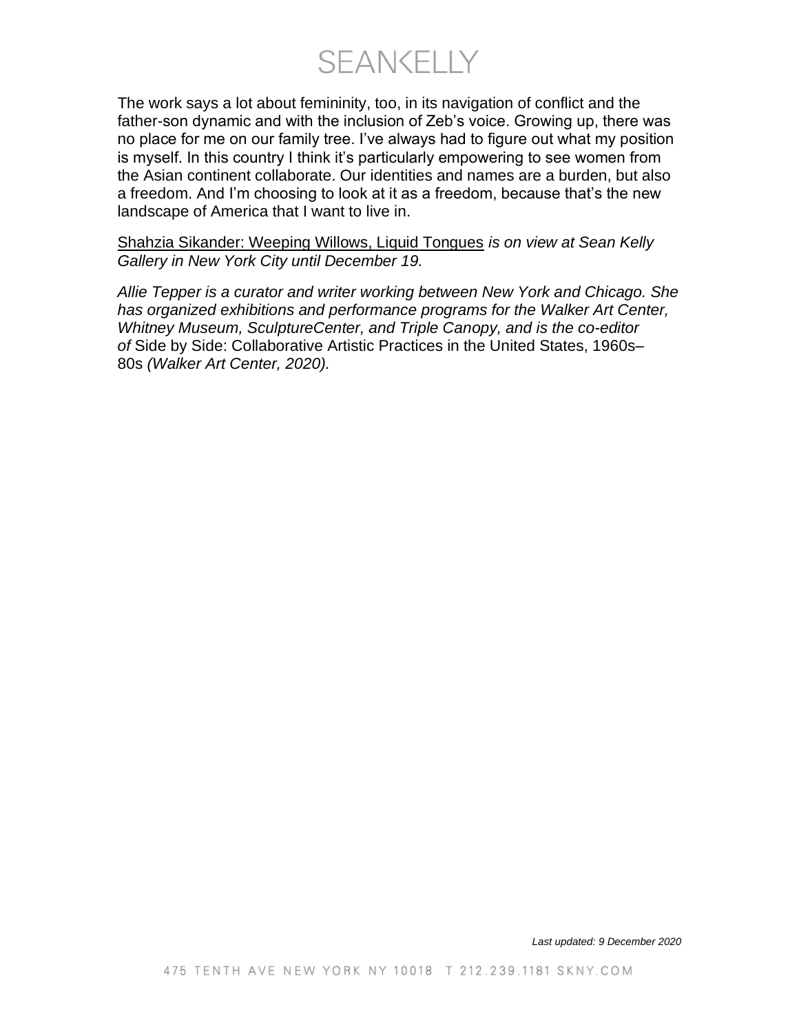The work says a lot about femininity, too, in its navigation of conflict and the father-son dynamic and with the inclusion of Zeb's voice. Growing up, there was no place for me on our family tree. I've always had to figure out what my position is myself. In this country I think it's particularly empowering to see women from the Asian continent collaborate. Our identities and names are a burden, but also a freedom. And I'm choosing to look at it as a freedom, because that's the new landscape of America that I want to live in.

Shahzia Sikander: Weeping Willows, Liquid Tongues *is on view at Sean Kelly Gallery in New York City until December 19.*

*Allie Tepper is a curator and writer working between New York and Chicago. She has organized exhibitions and performance programs for the Walker Art Center, Whitney Museum, SculptureCenter, and Triple Canopy, and is the co-editor of* Side by Side: Collaborative Artistic Practices in the United States, 1960s–80s *(Walker Art Center, 2020).*

*Last updated: 9 December 2020*